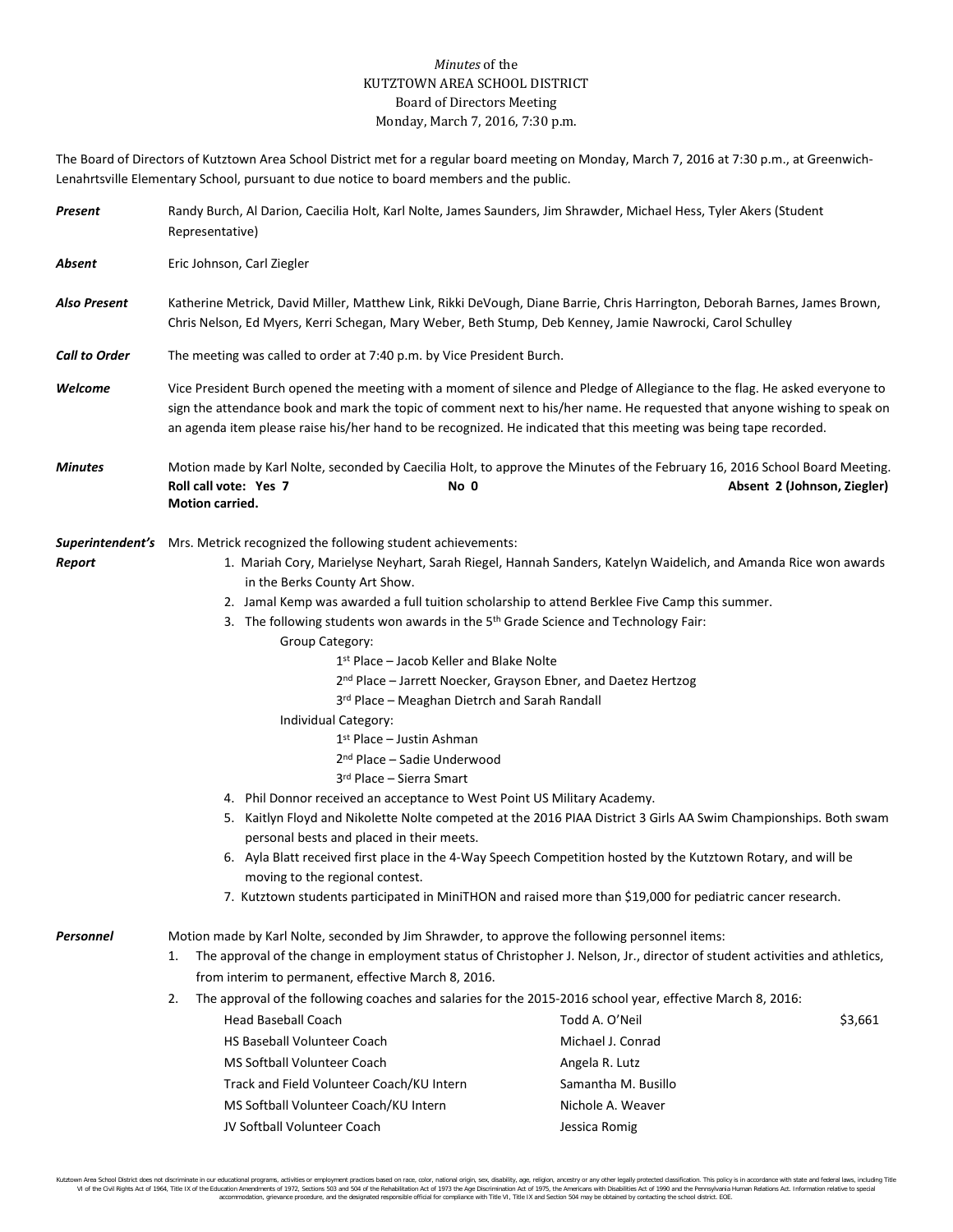*Minutes* of the
KUTZTOWN AREA SCHOOL DISTRICT
Board of Directors Meeting
Monday, March 7, 2016, 7:30 p.m.

The Board of Directors of Kutztown Area School District met for a regular board meeting on Monday, March 7, 2016 at 7:30 p.m., at Greenwich-Lenahrtsville Elementary School, pursuant to due notice to board members and the public.

***Present*** Randy Burch, Al Darion, Caecilia Holt, Karl Nolte, James Saunders, Jim Shrawder, Michael Hess, Tyler Akers (Student Representative)

***Absent*** Eric Johnson, Carl Ziegler

***Also Present*** Katherine Metrick, David Miller, Matthew Link, Rikki DeVough, Diane Barrie, Chris Harrington, Deborah Barnes, James Brown, Chris Nelson, Ed Myers, Kerri Schegan, Mary Weber, Beth Stump, Deb Kenney, Jamie Nawrocki, Carol Schulley

***Call to Order*** The meeting was called to order at 7:40 p.m. by Vice President Burch.

***Welcome*** Vice President Burch opened the meeting with a moment of silence and Pledge of Allegiance to the flag. He asked everyone to sign the attendance book and mark the topic of comment next to his/her name. He requested that anyone wishing to speak on an agenda item please raise his/her hand to be recognized. He indicated that this meeting was being tape recorded.

***Minutes*** Motion made by Karl Nolte, seconded by Caecilia Holt, to approve the Minutes of the February 16, 2016 School Board Meeting.
**Roll call vote: Yes 7 No 0 Absent 2 (Johnson, Ziegler)**
**Motion carried.**

***Superintendent's Report*** Mrs. Metrick recognized the following student achievements:

1. Mariah Cory, Marielyse Neyhart, Sarah Riegel, Hannah Sanders, Katelyn Waidelich, and Amanda Rice won awards in the Berks County Art Show.
2. Jamal Kemp was awarded a full tuition scholarship to attend Berklee Five Camp this summer.
3. The following students won awards in the 5th Grade Science and Technology Fair:
   - Group Category:
     - 1st Place – Jacob Keller and Blake Nolte
     - 2nd Place – Jarrett Noecker, Grayson Ebner, and Daetez Hertzog
     - 3rd Place – Meaghan Dietrch and Sarah Randall
   - Individual Category:
     - 1st Place – Justin Ashman
     - 2nd Place – Sadie Underwood
     - 3rd Place – Sierra Smart
4. Phil Donnor received an acceptance to West Point US Military Academy.
5. Kaitlyn Floyd and Nikolette Nolte competed at the 2016 PIAA District 3 Girls AA Swim Championships. Both swam personal bests and placed in their meets.
6. Ayla Blatt received first place in the 4-Way Speech Competition hosted by the Kutztown Rotary, and will be moving to the regional contest.
7. Kutztown students participated in MiniTHON and raised more than $19,000 for pediatric cancer research.

***Personnel*** Motion made by Karl Nolte, seconded by Jim Shrawder, to approve the following personnel items:

1. The approval of the change in employment status of Christopher J. Nelson, Jr., director of student activities and athletics, from interim to permanent, effective March 8, 2016.
2. The approval of the following coaches and salaries for the 2015-2016 school year, effective March 8, 2016:

| | | |
|---|---|---|
| Head Baseball Coach | Todd A. O'Neil | $3,661 |
| HS Baseball Volunteer Coach | Michael J. Conrad | |
| MS Softball Volunteer Coach | Angela R. Lutz | |
| Track and Field Volunteer Coach/KU Intern | Samantha M. Busillo | |
| MS Softball Volunteer Coach/KU Intern | Nichole A. Weaver | |
| JV Softball Volunteer Coach | Jessica Romig | |

Kutztown Area School District does not discriminate in our educational programs, activities or employment practices based on race, color, national origin, sex, disability, age, religion, ancestry or any other legally protected classification. This policy is in accordance with state and federal laws, including Title VI of the Civil Rights Act of 1964, Title IX of the Education Amendments of 1972, Sections 503 and 504 of the Rehabilitation Act of 1973 the Age Discrimination Act of 1975, the Americans with Disabilities Act of 1990 and the Pennsylvania Human Relations Act. Information relative to special accommodation, grievance procedure, and the designated responsible official for compliance with Title VI, Title IX and Section 504 may be obtained by contacting the school district. EOE.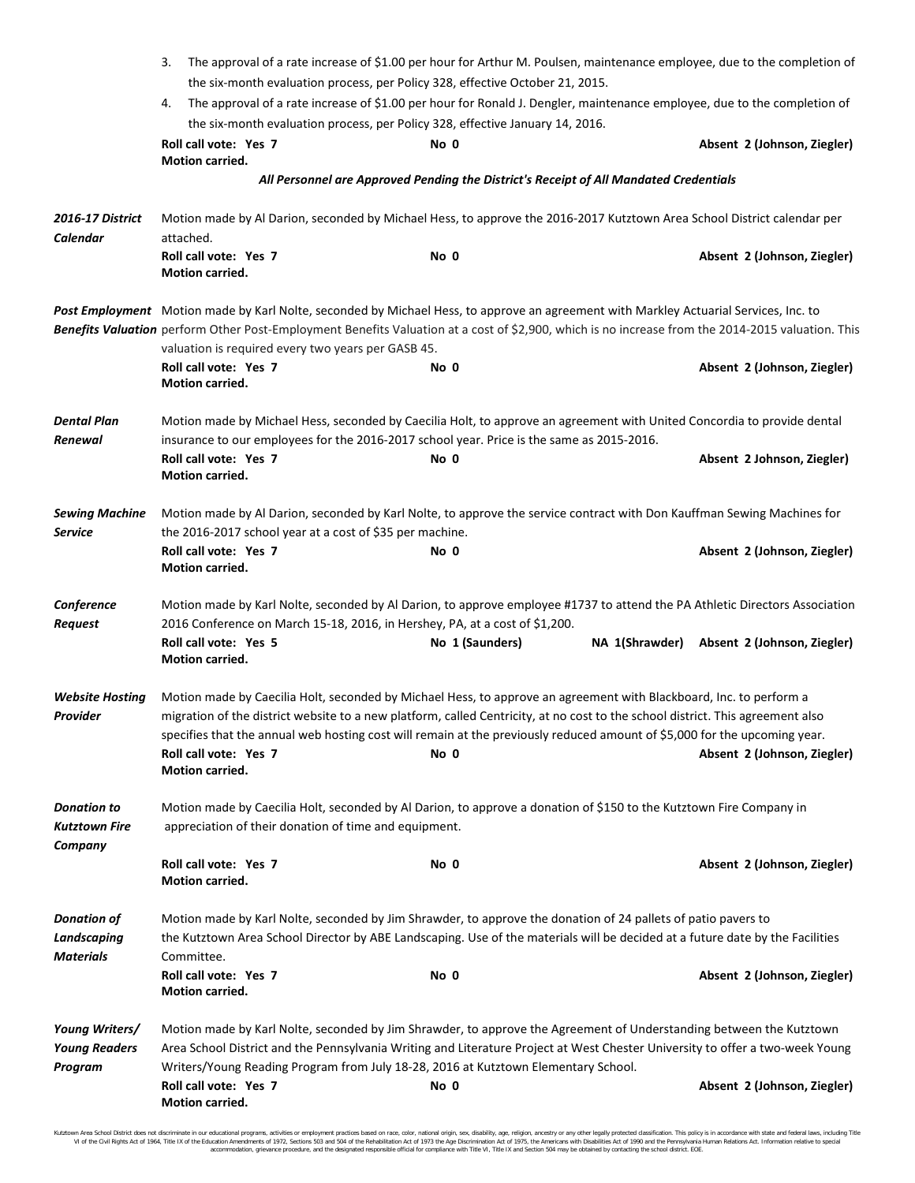3. The approval of a rate increase of $1.00 per hour for Arthur M. Poulsen, maintenance employee, due to the completion of the six-month evaluation process, per Policy 328, effective October 21, 2015.
4. The approval of a rate increase of $1.00 per hour for Ronald J. Dengler, maintenance employee, due to the completion of the six-month evaluation process, per Policy 328, effective January 14, 2016.

**Roll call vote: Yes 7** **No 0** **Absent 2 (Johnson, Ziegler)**
**Motion carried.**

***All Personnel are Approved Pending the District's Receipt of All Mandated Credentials***

***2016-17 District Calendar***

Motion made by Al Darion, seconded by Michael Hess, to approve the 2016-2017 Kutztown Area School District calendar per attached.

**Roll call vote: Yes 7** **No 0** **Absent 2 (Johnson, Ziegler)**
**Motion carried.**

***Post Employment Benefits Valuation***

Motion made by Karl Nolte, seconded by Michael Hess, to approve an agreement with Markley Actuarial Services, Inc. to perform Other Post-Employment Benefits Valuation at a cost of $2,900, which is no increase from the 2014-2015 valuation. This valuation is required every two years per GASB 45.

**Roll call vote: Yes 7** **No 0** **Absent 2 (Johnson, Ziegler)**
**Motion carried.**

***Dental Plan Renewal***

Motion made by Michael Hess, seconded by Caecilia Holt, to approve an agreement with United Concordia to provide dental insurance to our employees for the 2016-2017 school year. Price is the same as 2015-2016.

**Roll call vote: Yes 7** **No 0** **Absent 2 Johnson, Ziegler)**
**Motion carried.**

***Sewing Machine Service***

Motion made by Al Darion, seconded by Karl Nolte, to approve the service contract with Don Kauffman Sewing Machines for the 2016-2017 school year at a cost of $35 per machine.

**Roll call vote: Yes 7** **No 0** **Absent 2 (Johnson, Ziegler)**
**Motion carried.**

***Conference Request***

Motion made by Karl Nolte, seconded by Al Darion, to approve employee #1737 to attend the PA Athletic Directors Association 2016 Conference on March 15-18, 2016, in Hershey, PA, at a cost of $1,200.

**Roll call vote: Yes 5** **No 1 (Saunders)** **NA 1(Shrawder)** **Absent 2 (Johnson, Ziegler)**
**Motion carried.**

***Website Hosting Provider***

Motion made by Caecilia Holt, seconded by Michael Hess, to approve an agreement with Blackboard, Inc. to perform a migration of the district website to a new platform, called Centricity, at no cost to the school district. This agreement also specifies that the annual web hosting cost will remain at the previously reduced amount of $5,000 for the upcoming year.

**Roll call vote: Yes 7** **No 0** **Absent 2 (Johnson, Ziegler)**
**Motion carried.**

***Donation to Kutztown Fire Company***

Motion made by Caecilia Holt, seconded by Al Darion, to approve a donation of $150 to the Kutztown Fire Company in appreciation of their donation of time and equipment.

**Roll call vote: Yes 7** **No 0** **Absent 2 (Johnson, Ziegler)**
**Motion carried.**

***Donation of Landscaping Materials***

Motion made by Karl Nolte, seconded by Jim Shrawder, to approve the donation of 24 pallets of patio pavers to the Kutztown Area School Director by ABE Landscaping. Use of the materials will be decided at a future date by the Facilities Committee.

**Roll call vote: Yes 7** **No 0** **Absent 2 (Johnson, Ziegler)**
**Motion carried.**

***Young Writers/ Young Readers Program***

Motion made by Karl Nolte, seconded by Jim Shrawder, to approve the Agreement of Understanding between the Kutztown Area School District and the Pennsylvania Writing and Literature Project at West Chester University to offer a two-week Young Writers/Young Reading Program from July 18-28, 2016 at Kutztown Elementary School.

**Roll call vote: Yes 7** **No 0** **Absent 2 (Johnson, Ziegler)**
**Motion carried.**

Kutztown Area School District does not discriminate in our educational programs, activities or employment practices based on race, color, national origin, sex, disability, age, religion, ancestry or any other legally protected classification. This policy is in accordance with state and federal laws, including Title VI of the Civil Rights Act of 1964, Title IX of the Education Amendments of 1972, Sections 503 and 504 of the Rehabilitation Act of 1973 the Age Discrimination Act of 1975, the Americans with Disabilities Act of 1990 and the Pennsylvania Human Relations Act. Information relative to special accommodation, grievance procedure, and the designated responsible official for compliance with Title VI, Title IX and Section 504 may be obtained by contacting the school district. EOE.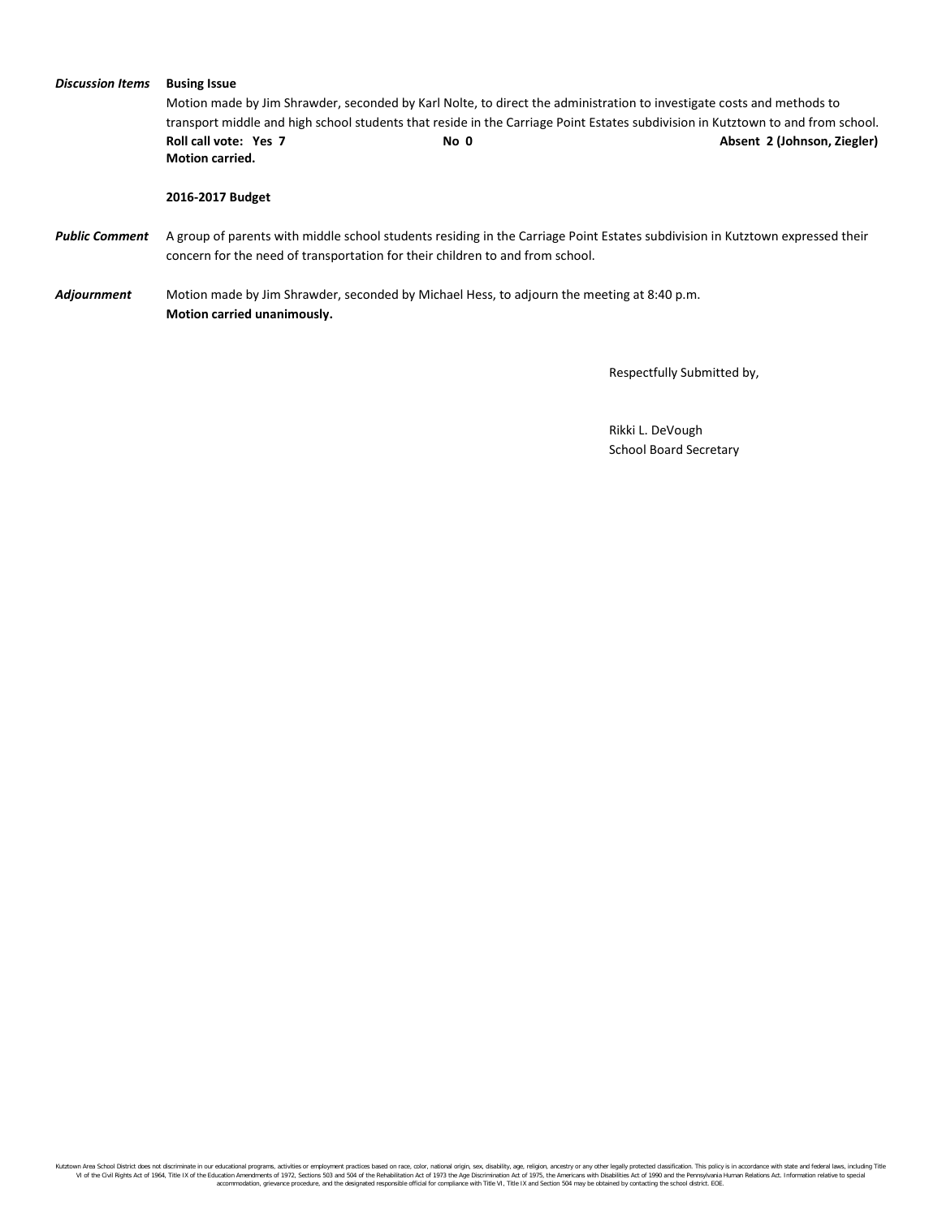***Discussion Items*** **Busing Issue**

Motion made by Jim Shrawder, seconded by Karl Nolte, to direct the administration to investigate costs and methods to transport middle and high school students that reside in the Carriage Point Estates subdivision in Kutztown to and from school.

**Roll call vote: Yes 7** **No 0** **Absent 2 (Johnson, Ziegler)**

**Motion carried.**

**2016-2017 Budget**

***Public Comment*** A group of parents with middle school students residing in the Carriage Point Estates subdivision in Kutztown expressed their concern for the need of transportation for their children to and from school.

***Adjournment*** Motion made by Jim Shrawder, seconded by Michael Hess, to adjourn the meeting at 8:40 p.m.

**Motion carried unanimously.**

Respectfully Submitted by,

Rikki L. DeVough
School Board Secretary

Kutztown Area School District does not discriminate in our educational programs, activities or employment practices based on race, color, national origin, sex, disability, age, religion, ancestry or any other legally protected classification. This policy is in accordance with state and federal laws, including Title VI of the Civil Rights Act of 1964, Title IX of the Education Amendments of 1972, Sections 503 and 504 of the Rehabilitation Act of 1973 the Age Discrimination Act of 1975, the Americans with Disabilities Act of 1990 and the Pennsylvania Human Relations Act. Information relative to special accommodation, grievance procedure, and the designated responsible official for compliance with Title VI, Title IX and Section 504 may be obtained by contacting the school district. EOE.